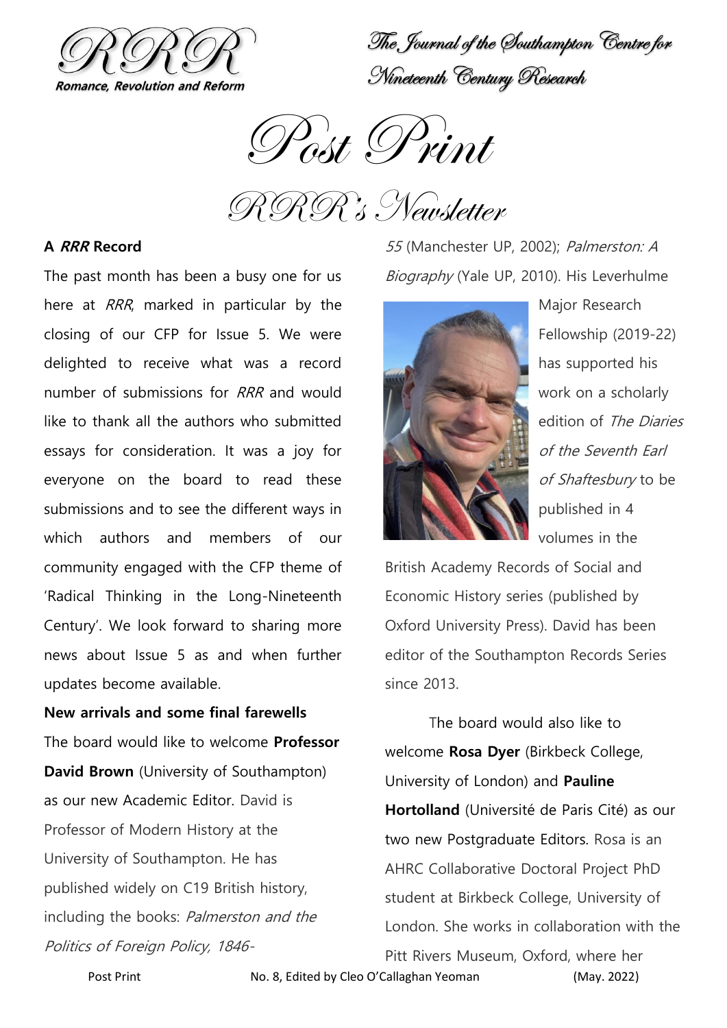RRR

**Romance, Revolution and Reform**

The Journal of the Southampton Centre for Nineteenth Century Research

# Post Print

## RRR's Newsletter

### A *RRR* Record

The past month has been a busy one for us here at *RRR*, marked in particular by the closing of our CFP for Issue 5. We were delighted to receive what was a record number of submissions for *RRR* and would like to thank all the authors who submitted essays for consideration. It was a joy for everyone on the board to read these submissions and to see the different ways in which authors and members of our community engaged with the CFP theme of 'Radical Thinking in the Long-Nineteenth Century'. We look forward to sharing more news about Issue 5 as and when further updates become available.

### New arrivals and some final farewells

The board would like to welcome **Professor David Brown** (University of Southampton) as our new Academic Editor. David is Professor of Modern History at the University of Southampton. He has published widely on C19 British history, including the books: *Palmerston and the Politics of Foreign Policy, 1846-55* (Manchester UP, 2002); *Palmerston: A Biography* (Yale UP, 2010). His Leverhulme Major Research Fellowship (2019-22) has supported his work on a scholarly edition of *The Diaries of the Seventh Earl of Shaftesbury* to be published in 4 volumes in the British Academy Records of Social and Economic History series (published by Oxford University Press). David has been editor of the Southampton Records Series since 2013.

The board would also like to welcome **Rosa Dyer** (Birkbeck College, University of London) and **Pauline Hortolland** (Université de Paris Cité) as our two new Postgraduate Editors. Rosa is an AHRC Collaborative Doctoral Project PhD student at Birkbeck College, University of London. She works in collaboration with the Pitt Rivers Museum, Oxford, where her

Post Print No. 8, Edited by Cleo O'Callaghan Yeoman (May. 2022)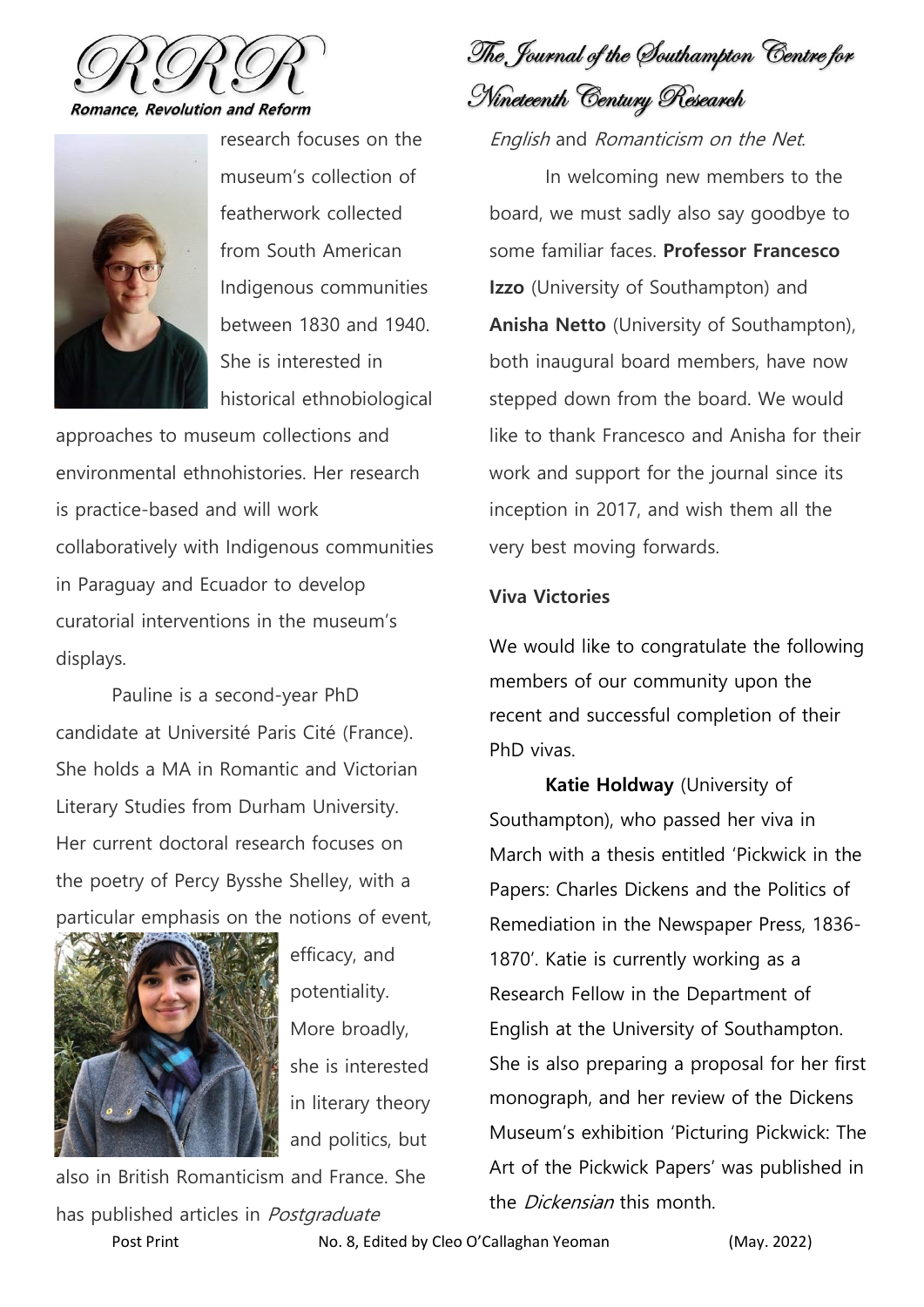research focuses on the museum's collection of featherwork collected from South American Indigenous communities between 1830 and 1940. She is interested in historical ethnobiological approaches to museum collections and environmental ethnohistories. Her research is practice-based and will work collaboratively with Indigenous communities in Paraguay and Ecuador to develop curatorial interventions in the museum's displays.

Pauline is a second-year PhD candidate at Université Paris Cité (France). She holds a MA in Romantic and Victorian Literary Studies from Durham University. Her current doctoral research focuses on the poetry of Percy Bysshe Shelley, with a particular emphasis on the notions of event, efficacy, and potentiality. More broadly, she is interested in literary theory and politics, but also in British Romanticism and France. She has published articles in *Postgraduate English* and *Romanticism on the Net*.

In welcoming new members to the board, we must sadly also say goodbye to some familiar faces. **Professor Francesco Izzo** (University of Southampton) and **Anisha Netto** (University of Southampton), both inaugural board members, have now stepped down from the board. We would like to thank Francesco and Anisha for their work and support for the journal since its inception in 2017, and wish them all the very best moving forwards.

**Viva Victories**

We would like to congratulate the following members of our community upon the recent and successful completion of their PhD vivas.

**Katie Holdway** (University of Southampton), who passed her viva in March with a thesis entitled 'Pickwick in the Papers: Charles Dickens and the Politics of Remediation in the Newspaper Press, 1836-1870'. Katie is currently working as a Research Fellow in the Department of English at the University of Southampton. She is also preparing a proposal for her first monograph, and her review of the Dickens Museum's exhibition 'Picturing Pickwick: The Art of the Pickwick Papers' was published in the *Dickensian* this month.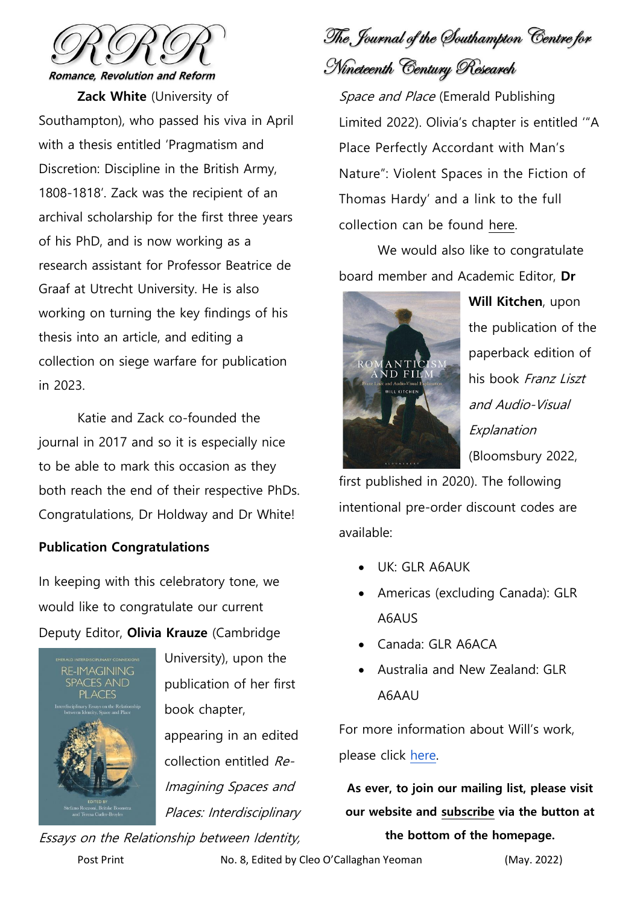**Zack White** (University of Southampton), who passed his viva in April with a thesis entitled 'Pragmatism and Discretion: Discipline in the British Army, 1808-1818'. Zack was the recipient of an archival scholarship for the first three years of his PhD, and is now working as a research assistant for Professor Beatrice de Graaf at Utrecht University. He is also working on turning the key findings of his thesis into an article, and editing a collection on siege warfare for publication in 2023.

Katie and Zack co-founded the journal in 2017 and so it is especially nice to be able to mark this occasion as they both reach the end of their respective PhDs. Congratulations, Dr Holdway and Dr White!

**Publication Congratulations**

In keeping with this celebratory tone, we would like to congratulate our current Deputy Editor, **Olivia Krauze** (Cambridge University), upon the publication of her first book chapter, appearing in an edited collection entitled *Re-Imagining Spaces and Places: Interdisciplinary Essays on the Relationship between Identity, Space and Place* (Emerald Publishing Limited 2022). Olivia's chapter is entitled '"A Place Perfectly Accordant with Man's Nature": Violent Spaces in the Fiction of Thomas Hardy' and a link to the full collection can be found here.

We would also like to congratulate board member and Academic Editor, **Dr Will Kitchen**, upon the publication of the paperback edition of his book *Franz Liszt and Audio-Visual Explanation* (Bloomsbury 2022, first published in 2020). The following intentional pre-order discount codes are available:

- UK: GLR A6AUK
- Americas (excluding Canada): GLR A6AUS
- Canada: GLR A6ACA
- Australia and New Zealand: GLR A6AAU

For more information about Will's work, please click here.

**As ever, to join our mailing list, please visit our website and subscribe via the button at the bottom of the homepage.**